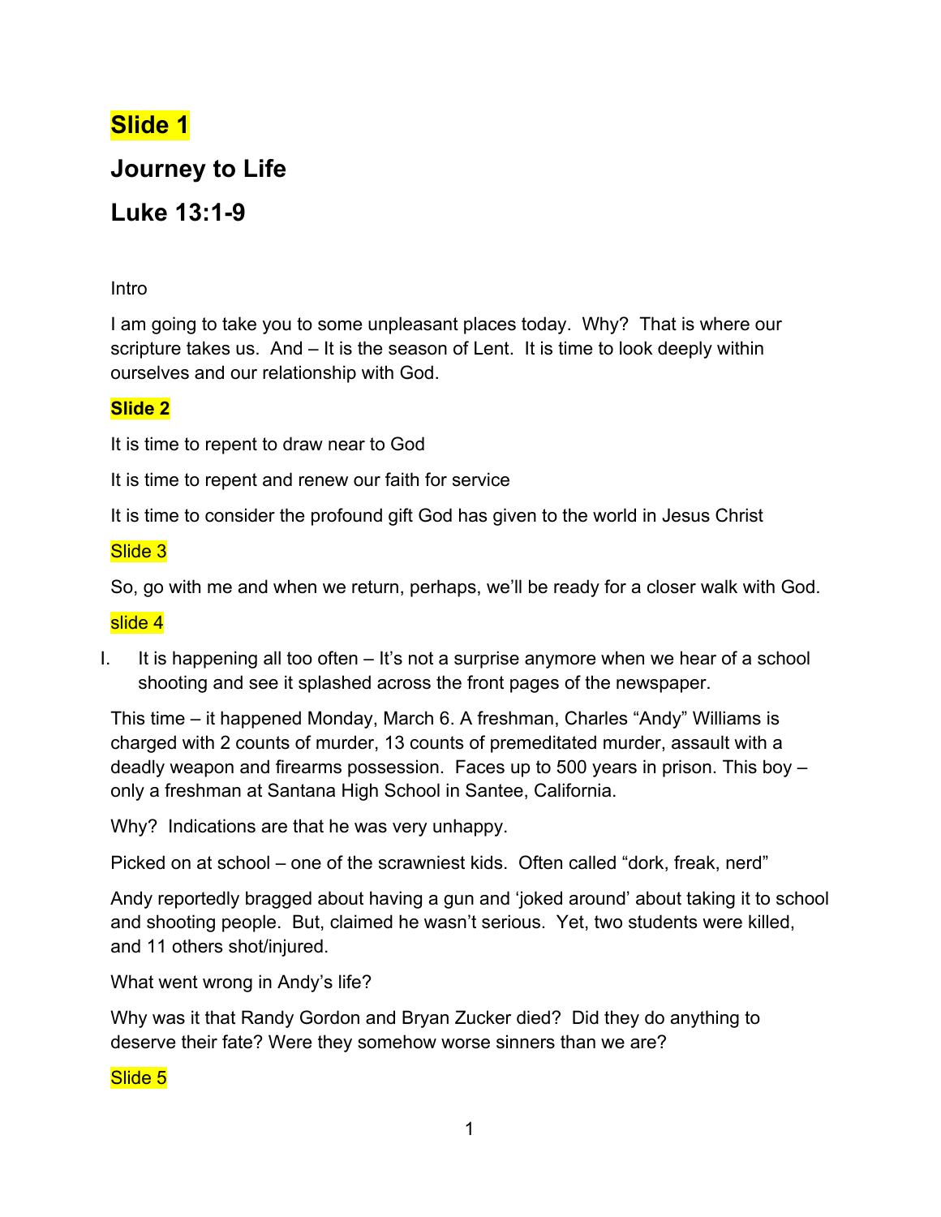**Slide 1**

## Journey to Life

## Luke 13:1-9

Intro

I am going to take you to some unpleasant places today. Why? That is where our scripture takes us. And – It is the season of Lent. It is time to look deeply within ourselves and our relationship with God.

**Slide 2**

It is time to repent to draw near to God

It is time to repent and renew our faith for service

It is time to consider the profound gift God has given to the world in Jesus Christ

Slide 3

So, go with me and when we return, perhaps, we'll be ready for a closer walk with God.

slide 4

I. It is happening all too often – It's not a surprise anymore when we hear of a school shooting and see it splashed across the front pages of the newspaper.

This time – it happened Monday, March 6. A freshman, Charles "Andy" Williams is charged with 2 counts of murder, 13 counts of premeditated murder, assault with a deadly weapon and firearms possession. Faces up to 500 years in prison. This boy – only a freshman at Santana High School in Santee, California.

Why? Indications are that he was very unhappy.

Picked on at school – one of the scrawniest kids. Often called "dork, freak, nerd"

Andy reportedly bragged about having a gun and 'joked around' about taking it to school and shooting people. But, claimed he wasn't serious. Yet, two students were killed, and 11 others shot/injured.

What went wrong in Andy's life?

Why was it that Randy Gordon and Bryan Zucker died? Did they do anything to deserve their fate? Were they somehow worse sinners than we are?

Slide 5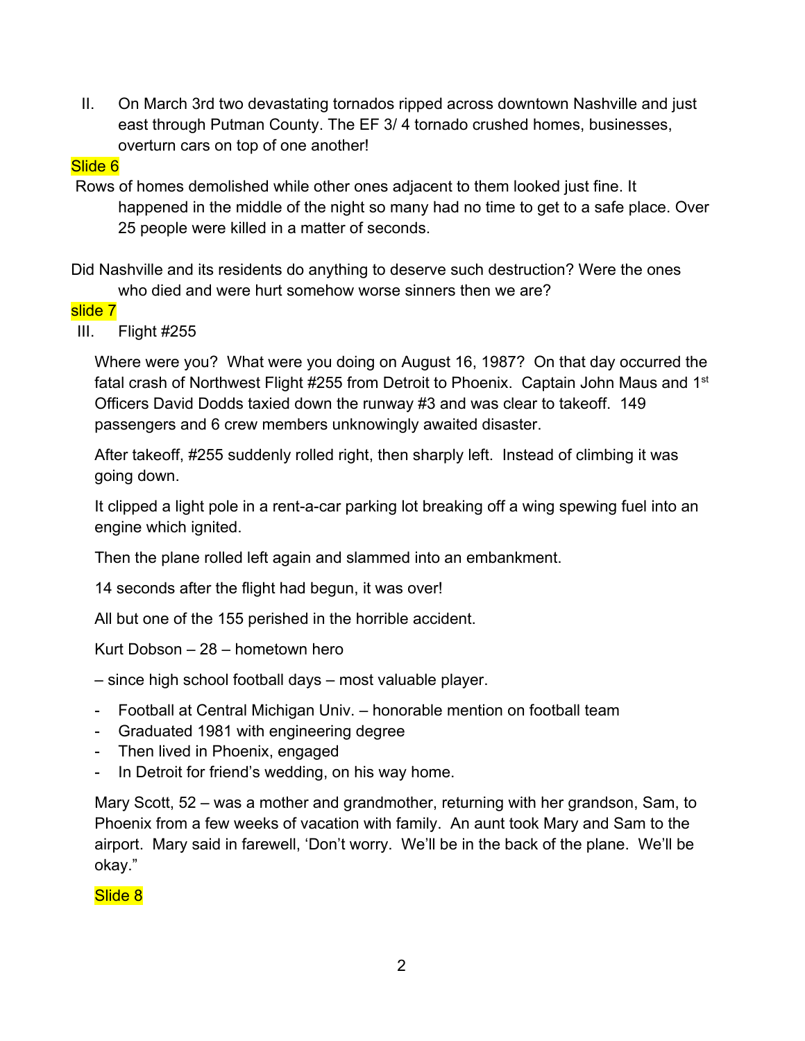II. On March 3rd two devastating tornados ripped across downtown Nashville and just east through Putman County. The EF 3/ 4 tornado crushed homes, businesses, overturn cars on top of one another!

Slide 6

Rows of homes demolished while other ones adjacent to them looked just fine. It happened in the middle of the night so many had no time to get to a safe place. Over 25 people were killed in a matter of seconds.

Did Nashville and its residents do anything to deserve such destruction? Were the ones who died and were hurt somehow worse sinners then we are?

slide 7

III. Flight #255

Where were you? What were you doing on August 16, 1987? On that day occurred the fatal crash of Northwest Flight #255 from Detroit to Phoenix. Captain John Maus and 1st Officers David Dodds taxied down the runway #3 and was clear to takeoff. 149 passengers and 6 crew members unknowingly awaited disaster.

After takeoff, #255 suddenly rolled right, then sharply left. Instead of climbing it was going down.

It clipped a light pole in a rent-a-car parking lot breaking off a wing spewing fuel into an engine which ignited.

Then the plane rolled left again and slammed into an embankment.

14 seconds after the flight had begun, it was over!

All but one of the 155 perished in the horrible accident.

Kurt Dobson – 28 – hometown hero

– since high school football days – most valuable player.

- Football at Central Michigan Univ. – honorable mention on football team
- Graduated 1981 with engineering degree
- Then lived in Phoenix, engaged
- In Detroit for friend's wedding, on his way home.

Mary Scott, 52 – was a mother and grandmother, returning with her grandson, Sam, to Phoenix from a few weeks of vacation with family. An aunt took Mary and Sam to the airport. Mary said in farewell, 'Don't worry. We'll be in the back of the plane. We'll be okay."

Slide 8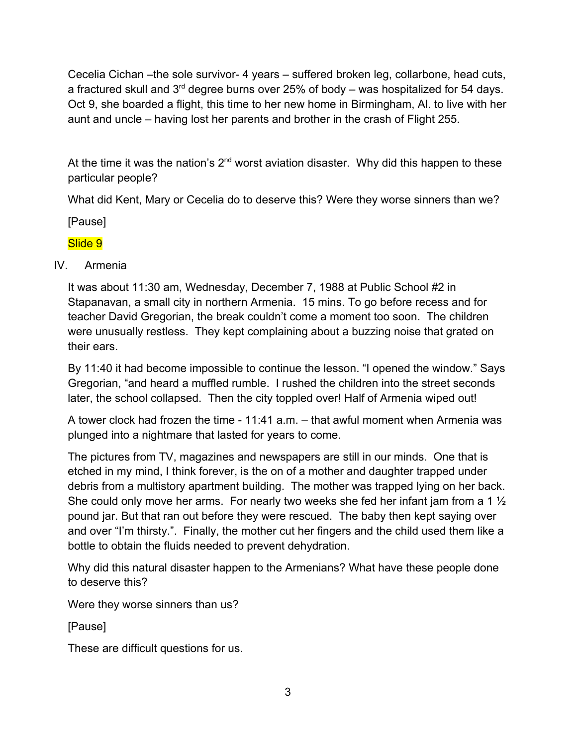Cecelia Cichan –the sole survivor- 4 years – suffered broken leg, collarbone, head cuts, a fractured skull and 3rd degree burns over 25% of body – was hospitalized for 54 days. Oct 9, she boarded a flight, this time to her new home in Birmingham, Al. to live with her aunt and uncle – having lost her parents and brother in the crash of Flight 255.

At the time it was the nation's 2nd worst aviation disaster. Why did this happen to these particular people?

What did Kent, Mary or Cecelia do to deserve this? Were they worse sinners than we?

[Pause]

Slide 9

IV. Armenia

It was about 11:30 am, Wednesday, December 7, 1988 at Public School #2 in Stapanavan, a small city in northern Armenia. 15 mins. To go before recess and for teacher David Gregorian, the break couldn't come a moment too soon. The children were unusually restless. They kept complaining about a buzzing noise that grated on their ears.

By 11:40 it had become impossible to continue the lesson. "I opened the window." Says Gregorian, "and heard a muffled rumble. I rushed the children into the street seconds later, the school collapsed. Then the city toppled over! Half of Armenia wiped out!

A tower clock had frozen the time - 11:41 a.m. – that awful moment when Armenia was plunged into a nightmare that lasted for years to come.

The pictures from TV, magazines and newspapers are still in our minds. One that is etched in my mind, I think forever, is the on of a mother and daughter trapped under debris from a multistory apartment building. The mother was trapped lying on her back. She could only move her arms. For nearly two weeks she fed her infant jam from a 1 ½ pound jar. But that ran out before they were rescued. The baby then kept saying over and over "I'm thirsty.". Finally, the mother cut her fingers and the child used them like a bottle to obtain the fluids needed to prevent dehydration.

Why did this natural disaster happen to the Armenians? What have these people done to deserve this?

Were they worse sinners than us?

[Pause]

These are difficult questions for us.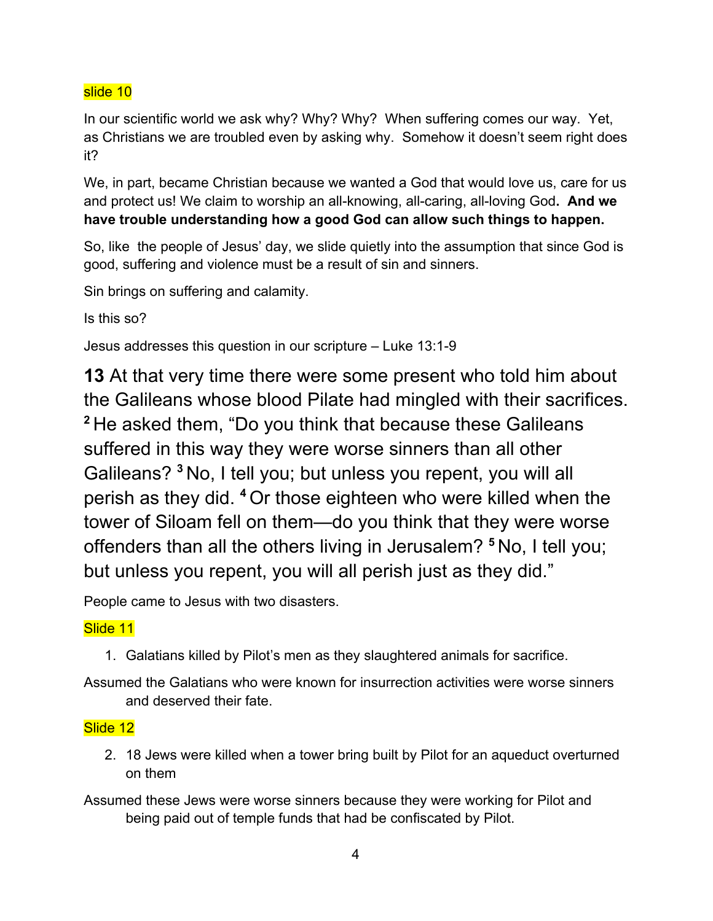slide 10

In our scientific world we ask why? Why? Why? When suffering comes our way. Yet, as Christians we are troubled even by asking why. Somehow it doesn't seem right does it?

We, in part, became Christian because we wanted a God that would love us, care for us and protect us! We claim to worship an all-knowing, all-caring, all-loving God**. And we have trouble understanding how a good God can allow such things to happen.**

So, like the people of Jesus' day, we slide quietly into the assumption that since God is good, suffering and violence must be a result of sin and sinners.

Sin brings on suffering and calamity.

Is this so?

Jesus addresses this question in our scripture – Luke 13:1-9

**13** At that very time there were some present who told him about the Galileans whose blood Pilate had mingled with their sacrifices. [2] He asked them, "Do you think that because these Galileans suffered in this way they were worse sinners than all other Galileans? [3] No, I tell you; but unless you repent, you will all perish as they did. [4] Or those eighteen who were killed when the tower of Siloam fell on them—do you think that they were worse offenders than all the others living in Jerusalem? [5] No, I tell you; but unless you repent, you will all perish just as they did."

People came to Jesus with two disasters.

Slide 11

1. Galatians killed by Pilot's men as they slaughtered animals for sacrifice.

Assumed the Galatians who were known for insurrection activities were worse sinners and deserved their fate.

Slide 12

2. 18 Jews were killed when a tower bring built by Pilot for an aqueduct overturned on them

Assumed these Jews were worse sinners because they were working for Pilot and being paid out of temple funds that had be confiscated by Pilot.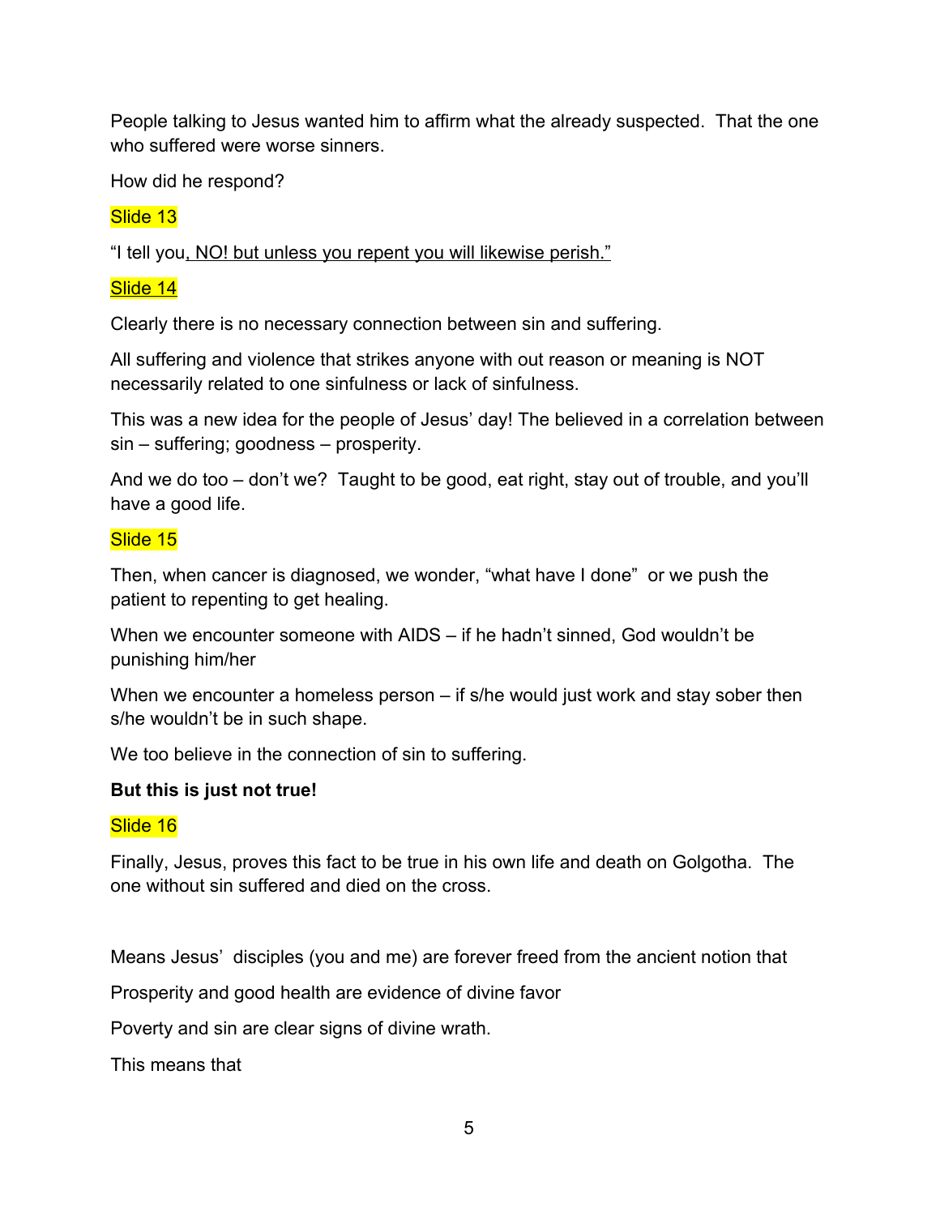People talking to Jesus wanted him to affirm what the already suspected. That the one who suffered were worse sinners.

How did he respond?

Slide 13

"I tell you<u>, NO! but unless you repent you will likewise perish."</u>

Slide 14

Clearly there is no necessary connection between sin and suffering.

All suffering and violence that strikes anyone with out reason or meaning is NOT necessarily related to one sinfulness or lack of sinfulness.

This was a new idea for the people of Jesus' day! The believed in a correlation between sin – suffering; goodness – prosperity.

And we do too – don't we? Taught to be good, eat right, stay out of trouble, and you'll have a good life.

Slide 15

Then, when cancer is diagnosed, we wonder, "what have I done" or we push the patient to repenting to get healing.

When we encounter someone with AIDS – if he hadn't sinned, God wouldn't be punishing him/her

When we encounter a homeless person – if s/he would just work and stay sober then s/he wouldn't be in such shape.

We too believe in the connection of sin to suffering.

**But this is just not true!**

Slide 16

Finally, Jesus, proves this fact to be true in his own life and death on Golgotha. The one without sin suffered and died on the cross.

Means Jesus' disciples (you and me) are forever freed from the ancient notion that

Prosperity and good health are evidence of divine favor

Poverty and sin are clear signs of divine wrath.

This means that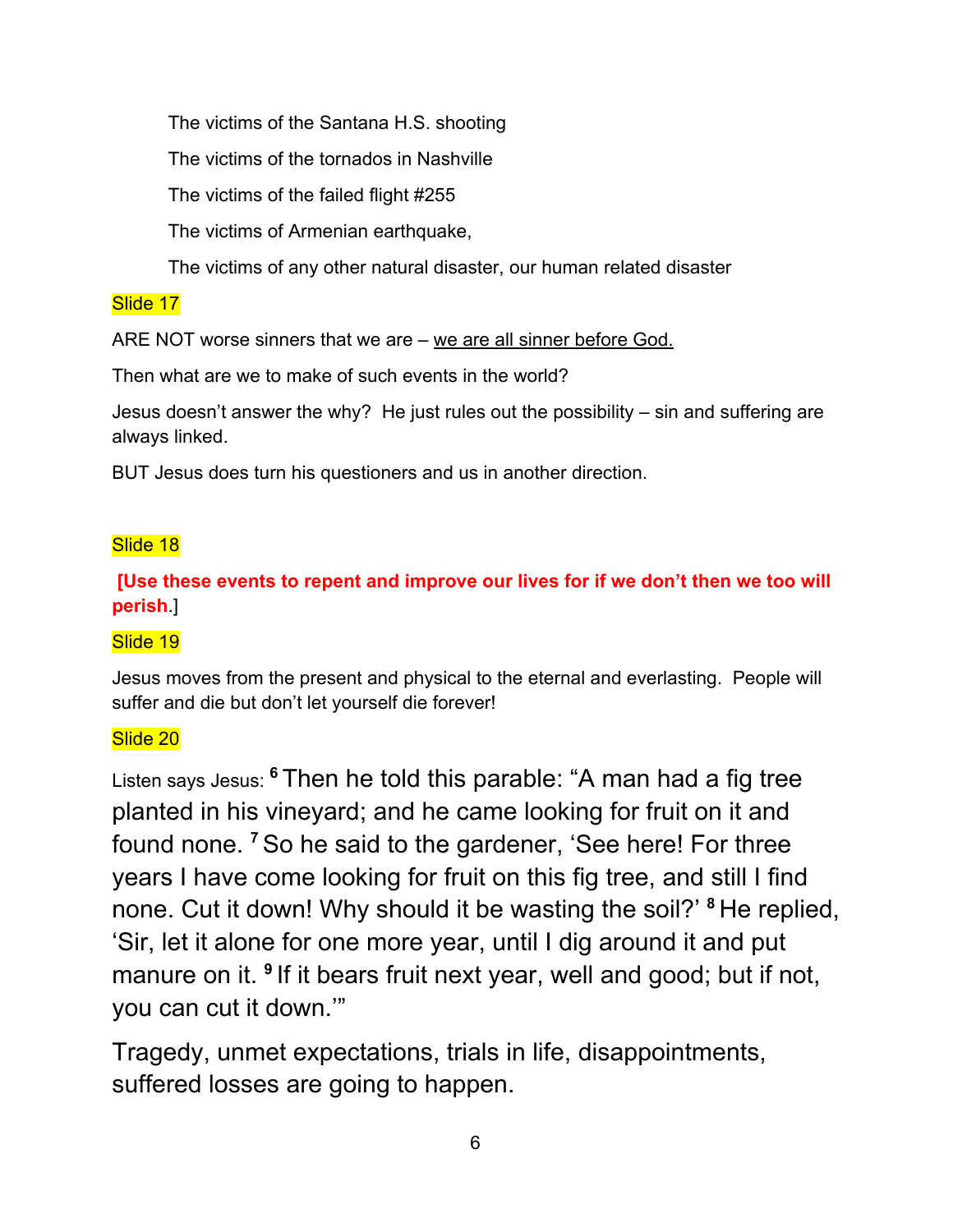The victims of the Santana H.S. shooting

The victims of the tornados in Nashville

The victims of the failed flight #255

The victims of Armenian earthquake,

The victims of any other natural disaster, our human related disaster

Slide 17

ARE NOT worse sinners that we are – <u>we are all sinner before God.</u>

Then what are we to make of such events in the world?

Jesus doesn't answer the why? He just rules out the possibility – sin and suffering are always linked.

BUT Jesus does turn his questioners and us in another direction.

Slide 18

**[Use these events to repent and improve our lives for if we don't then we too will perish.]**

Slide 19

Jesus moves from the present and physical to the eternal and everlasting. People will suffer and die but don't let yourself die forever!

Slide 20

Listen says Jesus: [6] Then he told this parable: "A man had a fig tree planted in his vineyard; and he came looking for fruit on it and found none. [7] So he said to the gardener, 'See here! For three years I have come looking for fruit on this fig tree, and still I find none. Cut it down! Why should it be wasting the soil?' [8] He replied, 'Sir, let it alone for one more year, until I dig around it and put manure on it. [9] If it bears fruit next year, well and good; but if not, you can cut it down.'"

Tragedy, unmet expectations, trials in life, disappointments, suffered losses are going to happen.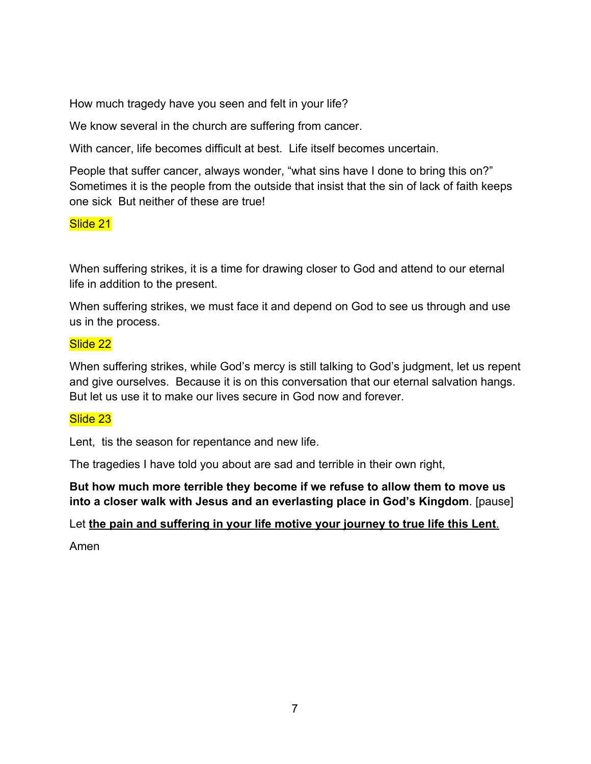How much tragedy have you seen and felt in your life?

We know several in the church are suffering from cancer.

With cancer, life becomes difficult at best. Life itself becomes uncertain.

People that suffer cancer, always wonder, "what sins have I done to bring this on?" Sometimes it is the people from the outside that insist that the sin of lack of faith keeps one sick But neither of these are true!

Slide 21

When suffering strikes, it is a time for drawing closer to God and attend to our eternal life in addition to the present.

When suffering strikes, we must face it and depend on God to see us through and use us in the process.

Slide 22

When suffering strikes, while God's mercy is still talking to God's judgment, let us repent and give ourselves. Because it is on this conversation that our eternal salvation hangs. But let us use it to make our lives secure in God now and forever.

Slide 23

Lent, tis the season for repentance and new life.

The tragedies I have told you about are sad and terrible in their own right,

**But how much more terrible they become if we refuse to allow them to move us into a closer walk with Jesus and an everlasting place in God's Kingdom**. [pause]

Let **<u>the pain and suffering in your life motive your journey to true life this Lent</u>**.

Amen